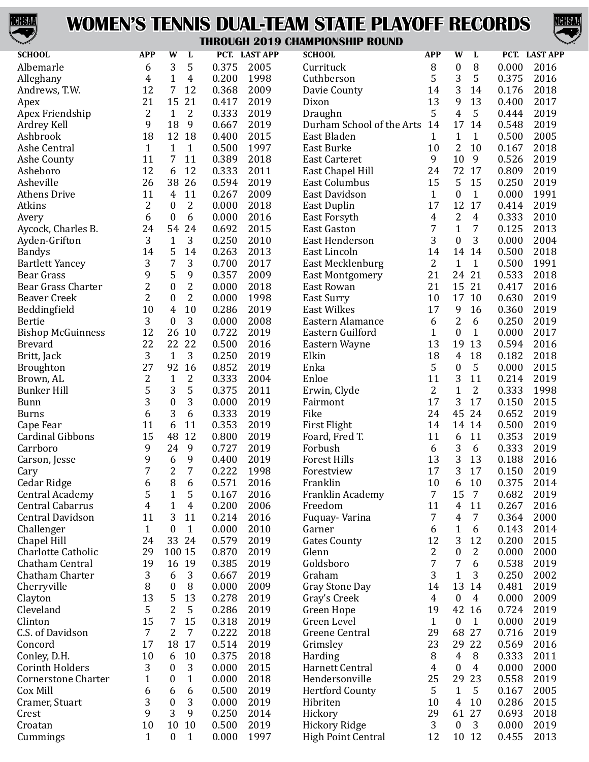# WOMEN'S TENNIS DUAL-TEAM STATE PLAYOFF RECORDS

### THROUGH 2019 CHAMPIONSHIP ROUND

| SCHOOL | APP | W | L | PCT. | LAST APP |
|---|---|---|---|---|---|
| Albemarle | 6 | 3 | 5 | 0.375 | 2005 |
| Alleghany | 4 | 1 | 4 | 0.200 | 1998 |
| Andrews, T.W. | 12 | 7 | 12 | 0.368 | 2009 |
| Apex | 21 | 15 | 21 | 0.417 | 2019 |
| Apex Friendship | 2 | 1 | 2 | 0.333 | 2019 |
| Ardrey Kell | 9 | 18 | 9 | 0.667 | 2019 |
| Ashbrook | 18 | 12 | 18 | 0.400 | 2015 |
| Ashe Central | 1 | 1 | 1 | 0.500 | 1997 |
| Ashe County | 11 | 7 | 11 | 0.389 | 2018 |
| Asheboro | 12 | 6 | 12 | 0.333 | 2011 |
| Asheville | 26 | 38 | 26 | 0.594 | 2019 |
| Athens Drive | 11 | 4 | 11 | 0.267 | 2009 |
| Atkins | 2 | 0 | 2 | 0.000 | 2018 |
| Avery | 6 | 0 | 6 | 0.000 | 2016 |
| Aycock, Charles B. | 24 | 54 | 24 | 0.692 | 2015 |
| Ayden-Grifton | 3 | 1 | 3 | 0.250 | 2010 |
| Bandys | 14 | 5 | 14 | 0.263 | 2013 |
| Bartlett Yancey | 3 | 7 | 3 | 0.700 | 2017 |
| Bear Grass | 9 | 5 | 9 | 0.357 | 2009 |
| Bear Grass Charter | 2 | 0 | 2 | 0.000 | 2018 |
| Beaver Creek | 2 | 0 | 2 | 0.000 | 1998 |
| Beddingfield | 10 | 4 | 10 | 0.286 | 2019 |
| Bertie | 3 | 0 | 3 | 0.000 | 2008 |
| Bishop McGuinness | 12 | 26 | 10 | 0.722 | 2019 |
| Brevard | 22 | 22 | 22 | 0.500 | 2016 |
| Britt, Jack | 3 | 1 | 3 | 0.250 | 2019 |
| Broughton | 27 | 92 | 16 | 0.852 | 2019 |
| Brown, AL | 2 | 1 | 2 | 0.333 | 2004 |
| Bunker Hill | 5 | 3 | 5 | 0.375 | 2011 |
| Bunn | 3 | 0 | 3 | 0.000 | 2019 |
| Burns | 6 | 3 | 6 | 0.333 | 2019 |
| Cape Fear | 11 | 6 | 11 | 0.353 | 2019 |
| Cardinal Gibbons | 15 | 48 | 12 | 0.800 | 2019 |
| Carrboro | 9 | 24 | 9 | 0.727 | 2019 |
| Carson, Jesse | 9 | 6 | 9 | 0.400 | 2019 |
| Cary | 7 | 2 | 7 | 0.222 | 1998 |
| Cedar Ridge | 6 | 8 | 6 | 0.571 | 2016 |
| Central Academy | 5 | 1 | 5 | 0.167 | 2016 |
| Central Cabarrus | 4 | 1 | 4 | 0.200 | 2006 |
| Central Davidson | 11 | 3 | 11 | 0.214 | 2016 |
| Challenger | 1 | 0 | 1 | 0.000 | 2010 |
| Chapel Hill | 24 | 33 | 24 | 0.579 | 2019 |
| Charlotte Catholic | 29 | 100 | 15 | 0.870 | 2019 |
| Chatham Central | 19 | 16 | 19 | 0.385 | 2019 |
| Chatham Charter | 3 | 6 | 3 | 0.667 | 2019 |
| Cherryville | 8 | 0 | 8 | 0.000 | 2009 |
| Clayton | 13 | 5 | 13 | 0.278 | 2019 |
| Cleveland | 5 | 2 | 5 | 0.286 | 2019 |
| Clinton | 15 | 7 | 15 | 0.318 | 2019 |
| C.S. of Davidson | 7 | 2 | 7 | 0.222 | 2018 |
| Concord | 17 | 18 | 17 | 0.514 | 2019 |
| Conley, D.H. | 10 | 6 | 10 | 0.375 | 2018 |
| Corinth Holders | 3 | 0 | 3 | 0.000 | 2015 |
| Cornerstone Charter | 1 | 0 | 1 | 0.000 | 2018 |
| Cox Mill | 6 | 6 | 6 | 0.500 | 2019 |
| Cramer, Stuart | 3 | 0 | 3 | 0.000 | 2019 |
| Crest | 9 | 3 | 9 | 0.250 | 2014 |
| Croatan | 10 | 10 | 10 | 0.500 | 2019 |
| Cummings | 1 | 0 | 1 | 0.000 | 1997 |
| Currituck | 8 | 0 | 8 | 0.000 | 2016 |
| Cuthberson | 5 | 3 | 5 | 0.375 | 2016 |
| Davie County | 14 | 3 | 14 | 0.176 | 2018 |
| Dixon | 13 | 9 | 13 | 0.400 | 2017 |
| Draughn | 5 | 4 | 5 | 0.444 | 2019 |
| Durham School of the Arts | 14 | 17 | 14 | 0.548 | 2019 |
| East Bladen | 1 | 1 | 1 | 0.500 | 2005 |
| East Burke | 10 | 2 | 10 | 0.167 | 2018 |
| East Carteret | 9 | 10 | 9 | 0.526 | 2019 |
| East Chapel Hill | 24 | 72 | 17 | 0.809 | 2019 |
| East Columbus | 15 | 5 | 15 | 0.250 | 2019 |
| East Davidson | 1 | 0 | 1 | 0.000 | 1991 |
| East Duplin | 17 | 12 | 17 | 0.414 | 2019 |
| East Forsyth | 4 | 2 | 4 | 0.333 | 2010 |
| East Gaston | 7 | 1 | 7 | 0.125 | 2013 |
| East Henderson | 3 | 0 | 3 | 0.000 | 2004 |
| East Lincoln | 14 | 14 | 14 | 0.500 | 2018 |
| East Mecklenburg | 2 | 1 | 1 | 0.500 | 1991 |
| East Montgomery | 21 | 24 | 21 | 0.533 | 2018 |
| East Rowan | 21 | 15 | 21 | 0.417 | 2016 |
| East Surry | 10 | 17 | 10 | 0.630 | 2019 |
| East Wilkes | 17 | 9 | 16 | 0.360 | 2019 |
| Eastern Alamance | 6 | 2 | 6 | 0.250 | 2019 |
| Eastern Guilford | 1 | 0 | 1 | 0.000 | 2017 |
| Eastern Wayne | 13 | 19 | 13 | 0.594 | 2016 |
| Elkin | 18 | 4 | 18 | 0.182 | 2018 |
| Enka | 5 | 0 | 5 | 0.000 | 2015 |
| Enloe | 11 | 3 | 11 | 0.214 | 2019 |
| Erwin, Clyde | 2 | 1 | 2 | 0.333 | 1998 |
| Fairmont | 17 | 3 | 17 | 0.150 | 2015 |
| Fike | 24 | 45 | 24 | 0.652 | 2019 |
| First Flight | 14 | 14 | 14 | 0.500 | 2019 |
| Foard, Fred T. | 11 | 6 | 11 | 0.353 | 2019 |
| Forbush | 6 | 3 | 6 | 0.333 | 2019 |
| Forest Hills | 13 | 3 | 13 | 0.188 | 2016 |
| Forestview | 17 | 3 | 17 | 0.150 | 2019 |
| Franklin | 10 | 6 | 10 | 0.375 | 2014 |
| Franklin Academy | 7 | 15 | 7 | 0.682 | 2019 |
| Freedom | 11 | 4 | 11 | 0.267 | 2016 |
| Fuquay- Varina | 7 | 4 | 7 | 0.364 | 2000 |
| Garner | 6 | 1 | 6 | 0.143 | 2014 |
| Gates County | 12 | 3 | 12 | 0.200 | 2015 |
| Glenn | 2 | 0 | 2 | 0.000 | 2000 |
| Goldsboro | 7 | 7 | 6 | 0.538 | 2019 |
| Graham | 3 | 1 | 3 | 0.250 | 2002 |
| Gray Stone Day | 14 | 13 | 14 | 0.481 | 2019 |
| Gray's Creek | 4 | 0 | 4 | 0.000 | 2009 |
| Green Hope | 19 | 42 | 16 | 0.724 | 2019 |
| Green Level | 1 | 0 | 1 | 0.000 | 2019 |
| Greene Central | 29 | 68 | 27 | 0.716 | 2019 |
| Grimsley | 23 | 29 | 22 | 0.569 | 2016 |
| Harding | 8 | 4 | 8 | 0.333 | 2011 |
| Harnett Central | 4 | 0 | 4 | 0.000 | 2000 |
| Hendersonville | 25 | 29 | 23 | 0.558 | 2019 |
| Hertford County | 5 | 1 | 5 | 0.167 | 2005 |
| Hibriten | 10 | 4 | 10 | 0.286 | 2015 |
| Hickory | 29 | 61 | 27 | 0.693 | 2018 |
| Hickory Ridge | 3 | 0 | 3 | 0.000 | 2019 |
| High Point Central | 12 | 10 | 12 | 0.455 | 2013 |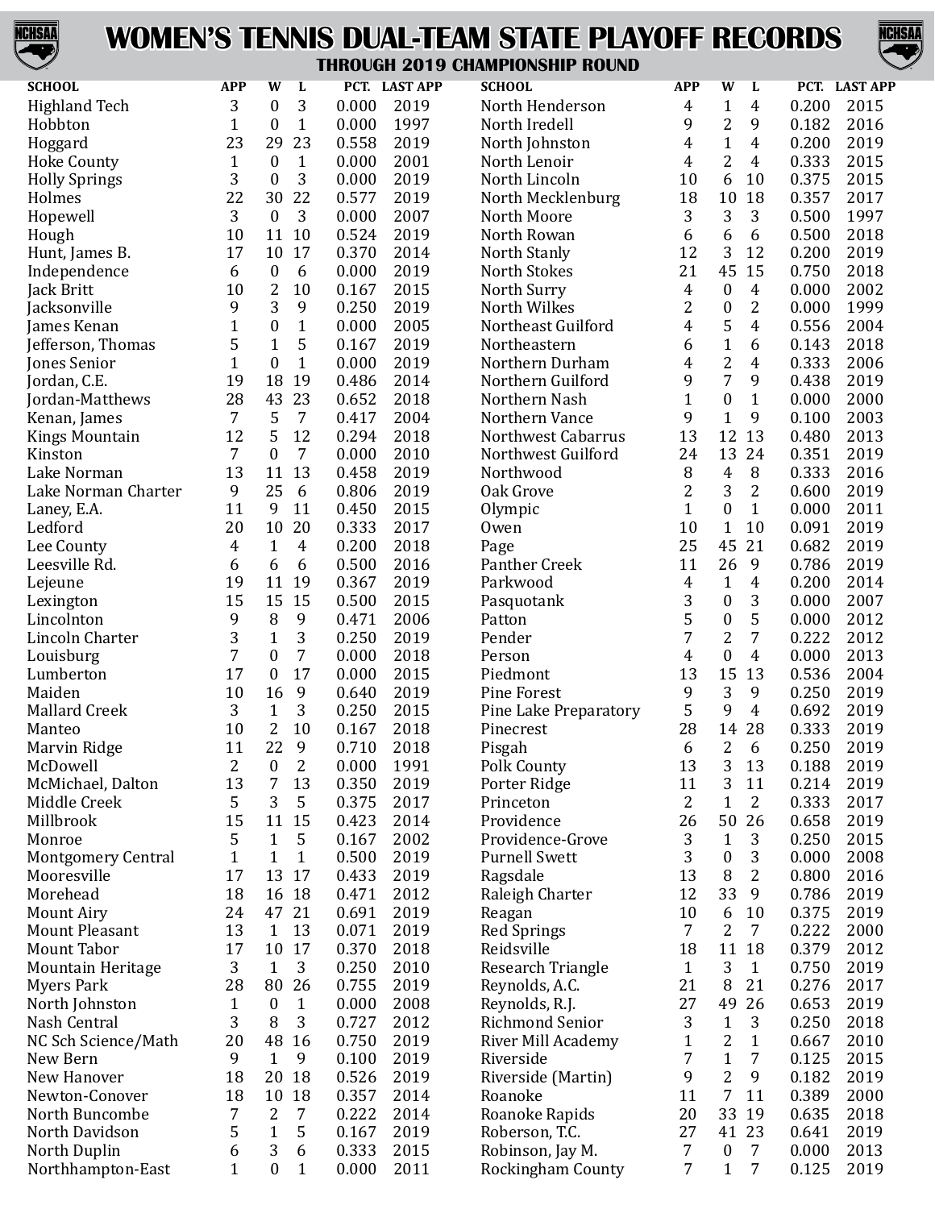# WOMEN'S TENNIS DUAL-TEAM STATE PLAYOFF RECORDS

### THROUGH 2019 CHAMPIONSHIP ROUND

| SCHOOL | APP | W | L | PCT. | LAST APP |
|---|---|---|---|---|---|
| Highland Tech | 3 | 0 | 3 | 0.000 | 2019 |
| Hobbton | 1 | 0 | 1 | 0.000 | 1997 |
| Hoggard | 23 | 29 | 23 | 0.558 | 2019 |
| Hoke County | 1 | 0 | 1 | 0.000 | 2001 |
| Holly Springs | 3 | 0 | 3 | 0.000 | 2019 |
| Holmes | 22 | 30 | 22 | 0.577 | 2019 |
| Hopewell | 3 | 0 | 3 | 0.000 | 2007 |
| Hough | 10 | 11 | 10 | 0.524 | 2019 |
| Hunt, James B. | 17 | 10 | 17 | 0.370 | 2014 |
| Independence | 6 | 0 | 6 | 0.000 | 2019 |
| Jack Britt | 10 | 2 | 10 | 0.167 | 2015 |
| Jacksonville | 9 | 3 | 9 | 0.250 | 2019 |
| James Kenan | 1 | 0 | 1 | 0.000 | 2005 |
| Jefferson, Thomas | 5 | 1 | 5 | 0.167 | 2019 |
| Jones Senior | 1 | 0 | 1 | 0.000 | 2019 |
| Jordan, C.E. | 19 | 18 | 19 | 0.486 | 2014 |
| Jordan-Matthews | 28 | 43 | 23 | 0.652 | 2018 |
| Kenan, James | 7 | 5 | 7 | 0.417 | 2004 |
| Kings Mountain | 12 | 5 | 12 | 0.294 | 2018 |
| Kinston | 7 | 0 | 7 | 0.000 | 2010 |
| Lake Norman | 13 | 11 | 13 | 0.458 | 2019 |
| Lake Norman Charter | 9 | 25 | 6 | 0.806 | 2019 |
| Laney, E.A. | 11 | 9 | 11 | 0.450 | 2015 |
| Ledford | 20 | 10 | 20 | 0.333 | 2017 |
| Lee County | 4 | 1 | 4 | 0.200 | 2018 |
| Leesville Rd. | 6 | 6 | 6 | 0.500 | 2016 |
| Lejeune | 19 | 11 | 19 | 0.367 | 2019 |
| Lexington | 15 | 15 | 15 | 0.500 | 2015 |
| Lincolnton | 9 | 8 | 9 | 0.471 | 2006 |
| Lincoln Charter | 3 | 1 | 3 | 0.250 | 2019 |
| Louisburg | 7 | 0 | 7 | 0.000 | 2018 |
| Lumberton | 17 | 0 | 17 | 0.000 | 2015 |
| Maiden | 10 | 16 | 9 | 0.640 | 2019 |
| Mallard Creek | 3 | 1 | 3 | 0.250 | 2015 |
| Manteo | 10 | 2 | 10 | 0.167 | 2018 |
| Marvin Ridge | 11 | 22 | 9 | 0.710 | 2018 |
| McDowell | 2 | 0 | 2 | 0.000 | 1991 |
| McMichael, Dalton | 13 | 7 | 13 | 0.350 | 2019 |
| Middle Creek | 5 | 3 | 5 | 0.375 | 2017 |
| Millbrook | 15 | 11 | 15 | 0.423 | 2014 |
| Monroe | 5 | 1 | 5 | 0.167 | 2002 |
| Montgomery Central | 1 | 1 | 1 | 0.500 | 2019 |
| Mooresville | 17 | 13 | 17 | 0.433 | 2019 |
| Morehead | 18 | 16 | 18 | 0.471 | 2012 |
| Mount Airy | 24 | 47 | 21 | 0.691 | 2019 |
| Mount Pleasant | 13 | 1 | 13 | 0.071 | 2019 |
| Mount Tabor | 17 | 10 | 17 | 0.370 | 2018 |
| Mountain Heritage | 3 | 1 | 3 | 0.250 | 2010 |
| Myers Park | 28 | 80 | 26 | 0.755 | 2019 |
| North Johnston | 1 | 0 | 1 | 0.000 | 2008 |
| Nash Central | 3 | 8 | 3 | 0.727 | 2012 |
| NC Sch Science/Math | 20 | 48 | 16 | 0.750 | 2019 |
| New Bern | 9 | 1 | 9 | 0.100 | 2019 |
| New Hanover | 18 | 20 | 18 | 0.526 | 2019 |
| Newton-Conover | 18 | 10 | 18 | 0.357 | 2014 |
| North Buncombe | 7 | 2 | 7 | 0.222 | 2014 |
| North Davidson | 5 | 1 | 5 | 0.167 | 2019 |
| North Duplin | 6 | 3 | 6 | 0.333 | 2015 |
| Northhampton-East | 1 | 0 | 1 | 0.000 | 2011 |
| North Henderson | 4 | 1 | 4 | 0.200 | 2015 |
| North Iredell | 9 | 2 | 9 | 0.182 | 2016 |
| North Johnston | 4 | 1 | 4 | 0.200 | 2019 |
| North Lenoir | 4 | 2 | 4 | 0.333 | 2015 |
| North Lincoln | 10 | 6 | 10 | 0.375 | 2015 |
| North Mecklenburg | 18 | 10 | 18 | 0.357 | 2017 |
| North Moore | 3 | 3 | 3 | 0.500 | 1997 |
| North Rowan | 6 | 6 | 6 | 0.500 | 2018 |
| North Stanly | 12 | 3 | 12 | 0.200 | 2019 |
| North Stokes | 21 | 45 | 15 | 0.750 | 2018 |
| North Surry | 4 | 0 | 4 | 0.000 | 2002 |
| North Wilkes | 2 | 0 | 2 | 0.000 | 1999 |
| Northeast Guilford | 4 | 5 | 4 | 0.556 | 2004 |
| Northeastern | 6 | 1 | 6 | 0.143 | 2018 |
| Northern Durham | 4 | 2 | 4 | 0.333 | 2006 |
| Northern Guilford | 9 | 7 | 9 | 0.438 | 2019 |
| Northern Nash | 1 | 0 | 1 | 0.000 | 2000 |
| Northern Vance | 9 | 1 | 9 | 0.100 | 2003 |
| Northwest Cabarrus | 13 | 12 | 13 | 0.480 | 2013 |
| Northwest Guilford | 24 | 13 | 24 | 0.351 | 2019 |
| Northwood | 8 | 4 | 8 | 0.333 | 2016 |
| Oak Grove | 2 | 3 | 2 | 0.600 | 2019 |
| Olympic | 1 | 0 | 1 | 0.000 | 2011 |
| Owen | 10 | 1 | 10 | 0.091 | 2019 |
| Page | 25 | 45 | 21 | 0.682 | 2019 |
| Panther Creek | 11 | 26 | 9 | 0.786 | 2019 |
| Parkwood | 4 | 1 | 4 | 0.200 | 2014 |
| Pasquotank | 3 | 0 | 3 | 0.000 | 2007 |
| Patton | 5 | 0 | 5 | 0.000 | 2012 |
| Pender | 7 | 2 | 7 | 0.222 | 2012 |
| Person | 4 | 0 | 4 | 0.000 | 2013 |
| Piedmont | 13 | 15 | 13 | 0.536 | 2004 |
| Pine Forest | 9 | 3 | 9 | 0.250 | 2019 |
| Pine Lake Preparatory | 5 | 9 | 4 | 0.692 | 2019 |
| Pinecrest | 28 | 14 | 28 | 0.333 | 2019 |
| Pisgah | 6 | 2 | 6 | 0.250 | 2019 |
| Polk County | 13 | 3 | 13 | 0.188 | 2019 |
| Porter Ridge | 11 | 3 | 11 | 0.214 | 2019 |
| Princeton | 2 | 1 | 2 | 0.333 | 2017 |
| Providence | 26 | 50 | 26 | 0.658 | 2019 |
| Providence-Grove | 3 | 1 | 3 | 0.250 | 2015 |
| Purnell Swett | 3 | 0 | 3 | 0.000 | 2008 |
| Ragsdale | 13 | 8 | 2 | 0.800 | 2016 |
| Raleigh Charter | 12 | 33 | 9 | 0.786 | 2019 |
| Reagan | 10 | 6 | 10 | 0.375 | 2019 |
| Red Springs | 7 | 2 | 7 | 0.222 | 2000 |
| Reidsville | 18 | 11 | 18 | 0.379 | 2012 |
| Research Triangle | 1 | 3 | 1 | 0.750 | 2019 |
| Reynolds, A.C. | 21 | 8 | 21 | 0.276 | 2017 |
| Reynolds, R.J. | 27 | 49 | 26 | 0.653 | 2019 |
| Richmond Senior | 3 | 1 | 3 | 0.250 | 2018 |
| River Mill Academy | 1 | 2 | 1 | 0.667 | 2010 |
| Riverside | 7 | 1 | 7 | 0.125 | 2015 |
| Riverside (Martin) | 9 | 2 | 9 | 0.182 | 2019 |
| Roanoke | 11 | 7 | 11 | 0.389 | 2000 |
| Roanoke Rapids | 20 | 33 | 19 | 0.635 | 2018 |
| Roberson, T.C. | 27 | 41 | 23 | 0.641 | 2019 |
| Robinson, Jay M. | 7 | 0 | 7 | 0.000 | 2013 |
| Rockingham County | 7 | 1 | 7 | 0.125 | 2019 |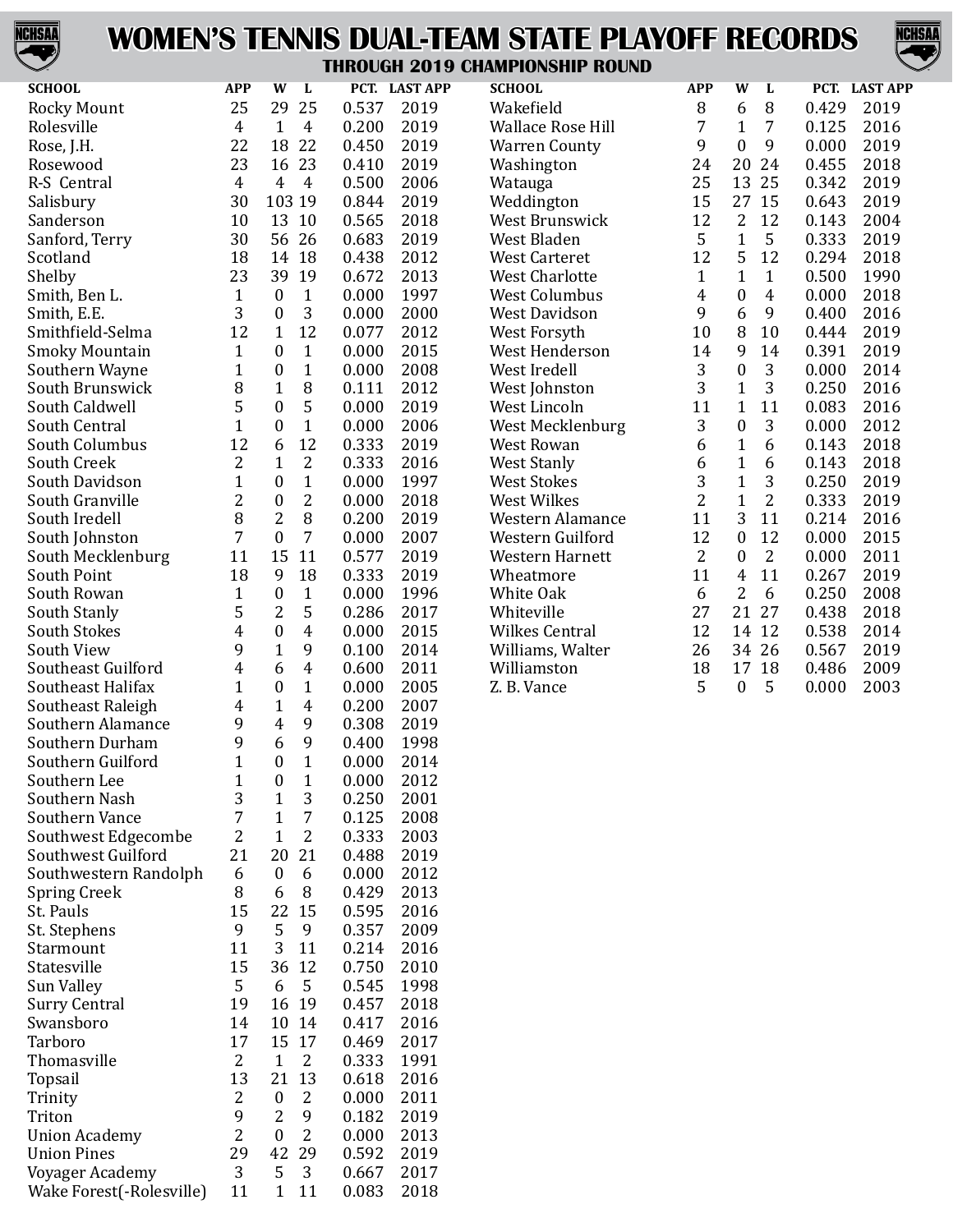# WOMEN'S TENNIS DUAL-TEAM STATE PLAYOFF RECORDS

### THROUGH 2019 CHAMPIONSHIP ROUND

| SCHOOL | APP | W | L | PCT. | LAST APP |
|---|---|---|---|---|---|
| Rocky Mount | 25 | 29 | 25 | 0.537 | 2019 |
| Rolesville | 4 | 1 | 4 | 0.200 | 2019 |
| Rose, J.H. | 22 | 18 | 22 | 0.450 | 2019 |
| Rosewood | 23 | 16 | 23 | 0.410 | 2019 |
| R-S Central | 4 | 4 | 4 | 0.500 | 2006 |
| Salisbury | 30 | 103 | 19 | 0.844 | 2019 |
| Sanderson | 10 | 13 | 10 | 0.565 | 2018 |
| Sanford, Terry | 30 | 56 | 26 | 0.683 | 2019 |
| Scotland | 18 | 14 | 18 | 0.438 | 2012 |
| Shelby | 23 | 39 | 19 | 0.672 | 2013 |
| Smith, Ben L. | 1 | 0 | 1 | 0.000 | 1997 |
| Smith, E.E. | 3 | 0 | 3 | 0.000 | 2000 |
| Smithfield-Selma | 12 | 1 | 12 | 0.077 | 2012 |
| Smoky Mountain | 1 | 0 | 1 | 0.000 | 2015 |
| Southern Wayne | 1 | 0 | 1 | 0.000 | 2008 |
| South Brunswick | 8 | 1 | 8 | 0.111 | 2012 |
| South Caldwell | 5 | 0 | 5 | 0.000 | 2019 |
| South Central | 1 | 0 | 1 | 0.000 | 2006 |
| South Columbus | 12 | 6 | 12 | 0.333 | 2019 |
| South Creek | 2 | 1 | 2 | 0.333 | 2016 |
| South Davidson | 1 | 0 | 1 | 0.000 | 1997 |
| South Granville | 2 | 0 | 2 | 0.000 | 2018 |
| South Iredell | 8 | 2 | 8 | 0.200 | 2019 |
| South Johnston | 7 | 0 | 7 | 0.000 | 2007 |
| South Mecklenburg | 11 | 15 | 11 | 0.577 | 2019 |
| South Point | 18 | 9 | 18 | 0.333 | 2019 |
| South Rowan | 1 | 0 | 1 | 0.000 | 1996 |
| South Stanly | 5 | 2 | 5 | 0.286 | 2017 |
| South Stokes | 4 | 0 | 4 | 0.000 | 2015 |
| South View | 9 | 1 | 9 | 0.100 | 2014 |
| Southeast Guilford | 4 | 6 | 4 | 0.600 | 2011 |
| Southeast Halifax | 1 | 0 | 1 | 0.000 | 2005 |
| Southeast Raleigh | 4 | 1 | 4 | 0.200 | 2007 |
| Southern Alamance | 9 | 4 | 9 | 0.308 | 2019 |
| Southern Durham | 9 | 6 | 9 | 0.400 | 1998 |
| Southern Guilford | 1 | 0 | 1 | 0.000 | 2014 |
| Southern Lee | 1 | 0 | 1 | 0.000 | 2012 |
| Southern Nash | 3 | 1 | 3 | 0.250 | 2001 |
| Southern Vance | 7 | 1 | 7 | 0.125 | 2008 |
| Southwest Edgecombe | 2 | 1 | 2 | 0.333 | 2003 |
| Southwest Guilford | 21 | 20 | 21 | 0.488 | 2019 |
| Southwestern Randolph | 6 | 0 | 6 | 0.000 | 2012 |
| Spring Creek | 8 | 6 | 8 | 0.429 | 2013 |
| St. Pauls | 15 | 22 | 15 | 0.595 | 2016 |
| St. Stephens | 9 | 5 | 9 | 0.357 | 2009 |
| Starmount | 11 | 3 | 11 | 0.214 | 2016 |
| Statesville | 15 | 36 | 12 | 0.750 | 2010 |
| Sun Valley | 5 | 6 | 5 | 0.545 | 1998 |
| Surry Central | 19 | 16 | 19 | 0.457 | 2018 |
| Swansboro | 14 | 10 | 14 | 0.417 | 2016 |
| Tarboro | 17 | 15 | 17 | 0.469 | 2017 |
| Thomasville | 2 | 1 | 2 | 0.333 | 1991 |
| Topsail | 13 | 21 | 13 | 0.618 | 2016 |
| Trinity | 2 | 0 | 2 | 0.000 | 2011 |
| Triton | 9 | 2 | 9 | 0.182 | 2019 |
| Union Academy | 2 | 0 | 2 | 0.000 | 2013 |
| Union Pines | 29 | 42 | 29 | 0.592 | 2019 |
| Voyager Academy | 3 | 5 | 3 | 0.667 | 2017 |
| Wake Forest(-Rolesville) | 11 | 1 | 11 | 0.083 | 2018 |
| Wakefield | 8 | 6 | 8 | 0.429 | 2019 |
| Wallace Rose Hill | 7 | 1 | 7 | 0.125 | 2016 |
| Warren County | 9 | 0 | 9 | 0.000 | 2019 |
| Washington | 24 | 20 | 24 | 0.455 | 2018 |
| Watauga | 25 | 13 | 25 | 0.342 | 2019 |
| Weddington | 15 | 27 | 15 | 0.643 | 2019 |
| West Brunswick | 12 | 2 | 12 | 0.143 | 2004 |
| West Bladen | 5 | 1 | 5 | 0.333 | 2019 |
| West Carteret | 12 | 5 | 12 | 0.294 | 2018 |
| West Charlotte | 1 | 1 | 1 | 0.500 | 1990 |
| West Columbus | 4 | 0 | 4 | 0.000 | 2018 |
| West Davidson | 9 | 6 | 9 | 0.400 | 2016 |
| West Forsyth | 10 | 8 | 10 | 0.444 | 2019 |
| West Henderson | 14 | 9 | 14 | 0.391 | 2019 |
| West Iredell | 3 | 0 | 3 | 0.000 | 2014 |
| West Johnston | 3 | 1 | 3 | 0.250 | 2016 |
| West Lincoln | 11 | 1 | 11 | 0.083 | 2016 |
| West Mecklenburg | 3 | 0 | 3 | 0.000 | 2012 |
| West Rowan | 6 | 1 | 6 | 0.143 | 2018 |
| West Stanly | 6 | 1 | 6 | 0.143 | 2018 |
| West Stokes | 3 | 1 | 3 | 0.250 | 2019 |
| West Wilkes | 2 | 1 | 2 | 0.333 | 2019 |
| Western Alamance | 11 | 3 | 11 | 0.214 | 2016 |
| Western Guilford | 12 | 0 | 12 | 0.000 | 2015 |
| Western Harnett | 2 | 0 | 2 | 0.000 | 2011 |
| Wheatmore | 11 | 4 | 11 | 0.267 | 2019 |
| White Oak | 6 | 2 | 6 | 0.250 | 2008 |
| Whiteville | 27 | 21 | 27 | 0.438 | 2018 |
| Wilkes Central | 12 | 14 | 12 | 0.538 | 2014 |
| Williams, Walter | 26 | 34 | 26 | 0.567 | 2019 |
| Williamston | 18 | 17 | 18 | 0.486 | 2009 |
| Z. B. Vance | 5 | 0 | 5 | 0.000 | 2003 |